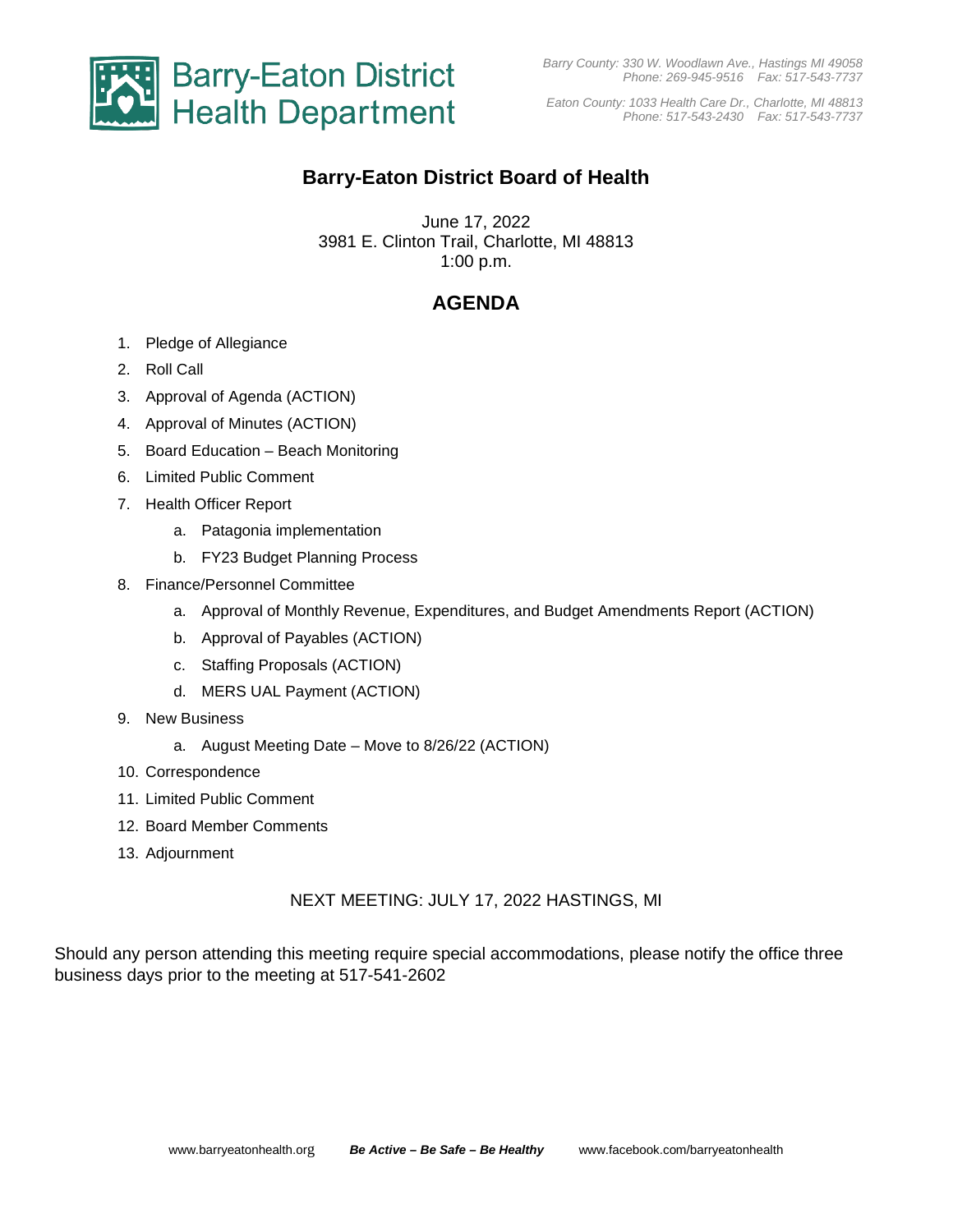Barry-Eaton District Health Department

*Barry County: 330 W. Woodlawn Ave., Hastings MI 49058*
*Phone: 269-945-9516 Fax: 517-543-7737*

*Eaton County: 1033 Health Care Dr., Charlotte, MI 48813*
*Phone: 517-543-2430 Fax: 517-543-7737*

# Barry-Eaton District Board of Health

June 17, 2022
3981 E. Clinton Trail, Charlotte, MI 48813
1:00 p.m.

## AGENDA

1. Pledge of Allegiance
2. Roll Call
3. Approval of Agenda (ACTION)
4. Approval of Minutes (ACTION)
5. Board Education – Beach Monitoring
6. Limited Public Comment
7. Health Officer Report
    a. Patagonia implementation
    b. FY23 Budget Planning Process
8. Finance/Personnel Committee
    a. Approval of Monthly Revenue, Expenditures, and Budget Amendments Report (ACTION)
    b. Approval of Payables (ACTION)
    c. Staffing Proposals (ACTION)
    d. MERS UAL Payment (ACTION)
9. New Business
    a. August Meeting Date – Move to 8/26/22 (ACTION)
10. Correspondence
11. Limited Public Comment
12. Board Member Comments
13. Adjournment

NEXT MEETING: JULY 17, 2022 HASTINGS, MI

Should any person attending this meeting require special accommodations, please notify the office three business days prior to the meeting at 517-541-2602

www.barryeatonhealth.org ***Be Active – Be Safe – Be Healthy*** www.facebook.com/barryeatonhealth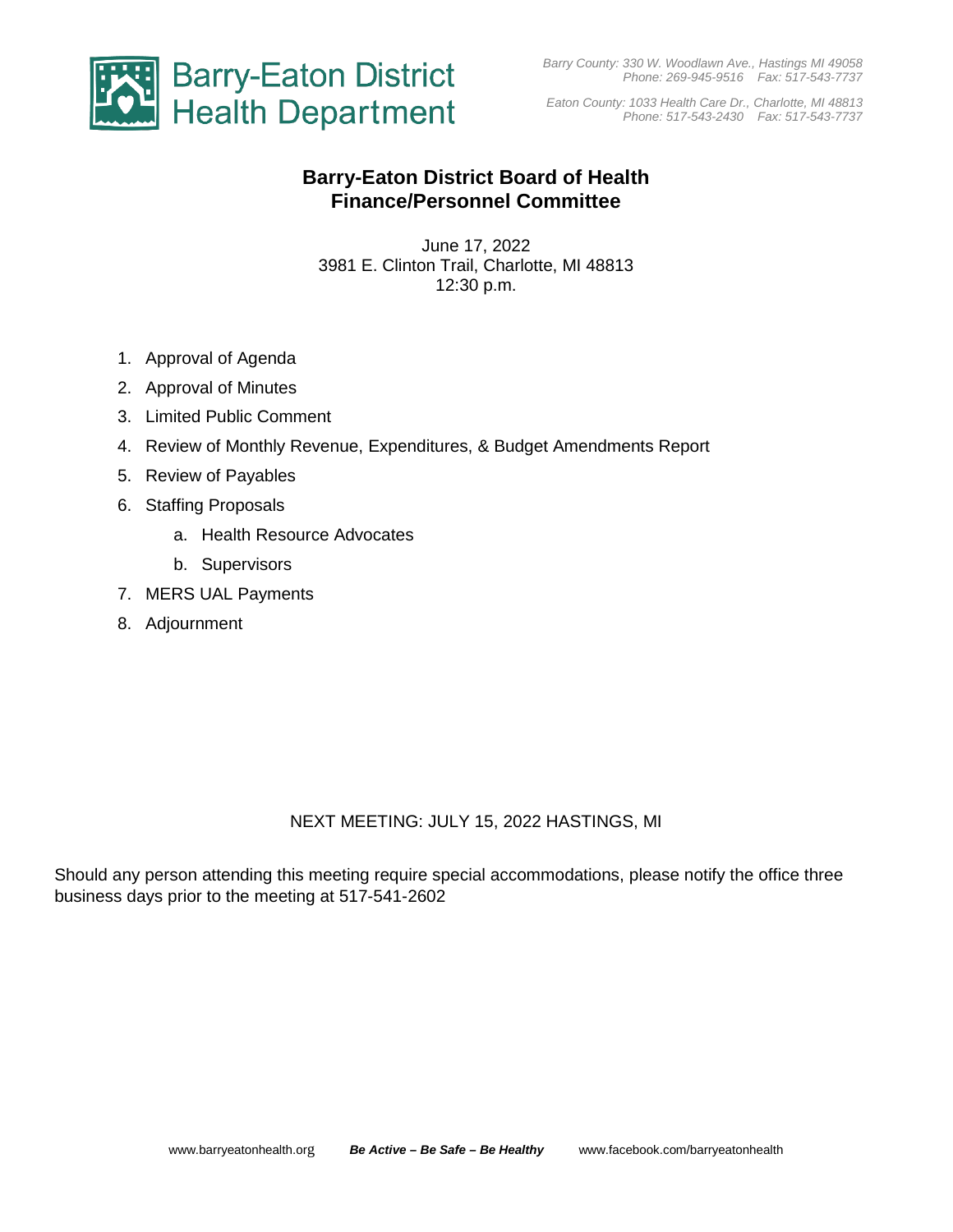Barry-Eaton District Health Department

*Barry County: 330 W. Woodlawn Ave., Hastings MI 49058*
*Phone: 269-945-9516 Fax: 517-543-7737*

*Eaton County: 1033 Health Care Dr., Charlotte, MI 48813*
*Phone: 517-543-2430 Fax: 517-543-7737*

# Barry-Eaton District Board of Health
# Finance/Personnel Committee

June 17, 2022
3981 E. Clinton Trail, Charlotte, MI 48813
12:30 p.m.

1. Approval of Agenda
2. Approval of Minutes
3. Limited Public Comment
4. Review of Monthly Revenue, Expenditures, & Budget Amendments Report
5. Review of Payables
6. Staffing Proposals
   a. Health Resource Advocates
   b. Supervisors
7. MERS UAL Payments
8. Adjournment

NEXT MEETING: JULY 15, 2022 HASTINGS, MI

Should any person attending this meeting require special accommodations, please notify the office three business days prior to the meeting at 517-541-2602

www.barryeatonhealth.org ***Be Active – Be Safe – Be Healthy*** www.facebook.com/barryeatonhealth